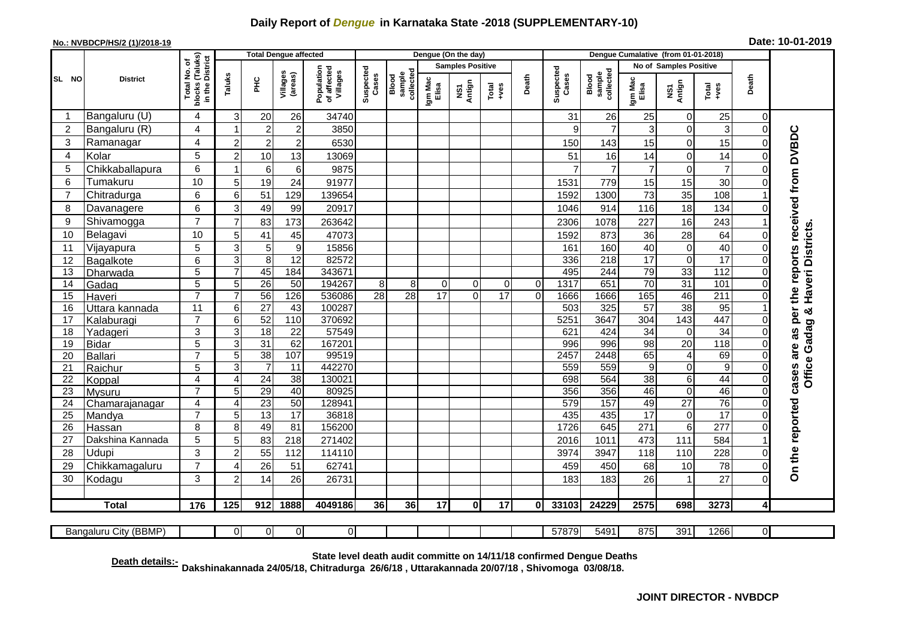# Daily Report of *Dengue* in Karnataka State -2018 (SUPPLEMENTARY-10)

**No.: NVBDCP/HS/2 (1)/2018-19** **Date: 10-01-2019**

| SL NO | District | Total No. of blocks (Taluks) in the District | Total Dengue affected | | | | Dengue (On the day) | | | | | | | Dengue Cumalative (from 01-01-2018) | | | | | | | |
|---|---|---|---|---|---|---|---|---|---|---|---|---|---|---|---|---|---|---|---|---|
| | | | Taluks | PHC | Villages (areas) | Population of affected Villages | Suspected Cases | Blood sample collected | Samples Positive | | | Death | Suspected Cases | Blood sample collected | No of Samples Positive | | | Death | |
| | | | | | | | | | Igm Mac Elisa | NS1 Antign | Total +ves | | | | Igm Mac Elisa | NS1 Antign | Total +ves | | |
| 1 | Bangaluru (U) | 4 | 3 | 20 | 26 | 34740 | | | | | | | 31 | 26 | 25 | 0 | 25 | 0 | On the reported cases are as per the reports received from DVBDC Office Gadag & Haveri Districts. |
| 2 | Bangaluru (R) | 4 | 1 | 2 | 2 | 3850 | | | | | | | 9 | 7 | 3 | 0 | 3 | 0 | |
| 3 | Ramanagar | 4 | 2 | 2 | 2 | 6530 | | | | | | | 150 | 143 | 15 | 0 | 15 | 0 | |
| 4 | Kolar | 5 | 2 | 10 | 13 | 13069 | | | | | | | 51 | 16 | 14 | 0 | 14 | 0 | |
| 5 | Chikkaballapura | 6 | 1 | 6 | 6 | 9875 | | | | | | | 7 | 7 | 7 | 0 | 7 | 0 | |
| 6 | Tumakuru | 10 | 5 | 19 | 24 | 91977 | | | | | | | 1531 | 779 | 15 | 15 | 30 | 0 | |
| 7 | Chitradurga | 6 | 6 | 51 | 129 | 139654 | | | | | | | 1592 | 1300 | 73 | 35 | 108 | 1 | |
| 8 | Davanagere | 6 | 3 | 49 | 99 | 20917 | | | | | | | 1046 | 914 | 116 | 18 | 134 | 0 | |
| 9 | Shivamogga | 7 | 7 | 83 | 173 | 263642 | | | | | | | 2306 | 1078 | 227 | 16 | 243 | 1 | |
| 10 | Belagavi | 10 | 5 | 41 | 45 | 47073 | | | | | | | 1592 | 873 | 36 | 28 | 64 | 0 | |
| 11 | Vijayapura | 5 | 3 | 5 | 9 | 15856 | | | | | | | 161 | 160 | 40 | 0 | 40 | 0 | |
| 12 | Bagalkote | 6 | 3 | 8 | 12 | 82572 | | | | | | | 336 | 218 | 17 | 0 | 17 | 0 | |
| 13 | Dharwada | 5 | 7 | 45 | 184 | 343671 | | | | | | | 495 | 244 | 79 | 33 | 112 | 0 | |
| 14 | Gadag | 5 | 5 | 26 | 50 | 194267 | 8 | 8 | 0 | 0 | 0 | 0 | 1317 | 651 | 70 | 31 | 101 | 0 | |
| 15 | Haveri | 7 | 7 | 56 | 126 | 536086 | 28 | 28 | 17 | 0 | 17 | 0 | 1666 | 1666 | 165 | 46 | 211 | 0 | |
| 16 | Uttara kannada | 11 | 6 | 27 | 43 | 100287 | | | | | | | 503 | 325 | 57 | 38 | 95 | 1 | |
| 17 | Kalaburagi | 7 | 6 | 52 | 110 | 370692 | | | | | | | 5251 | 3647 | 304 | 143 | 447 | 0 | |
| 18 | Yadageri | 3 | 3 | 18 | 22 | 57549 | | | | | | | 621 | 424 | 34 | 0 | 34 | 0 | |
| 19 | Bidar | 5 | 3 | 31 | 62 | 167201 | | | | | | | 996 | 996 | 98 | 20 | 118 | 0 | |
| 20 | Ballari | 7 | 5 | 38 | 107 | 99519 | | | | | | | 2457 | 2448 | 65 | 4 | 69 | 0 | |
| 21 | Raichur | 5 | 3 | 7 | 11 | 442270 | | | | | | | 559 | 559 | 9 | 0 | 9 | 0 | |
| 22 | Koppal | 4 | 4 | 24 | 38 | 130021 | | | | | | | 698 | 564 | 38 | 6 | 44 | 0 | |
| 23 | Mysuru | 7 | 5 | 29 | 40 | 80925 | | | | | | | 356 | 356 | 46 | 0 | 46 | 0 | |
| 24 | Chamarajanagar | 4 | 4 | 23 | 50 | 128941 | | | | | | | 579 | 157 | 49 | 27 | 76 | 0 | |
| 25 | Mandya | 7 | 5 | 13 | 17 | 36818 | | | | | | | 435 | 435 | 17 | 0 | 17 | 0 | |
| 26 | Hassan | 8 | 8 | 49 | 81 | 156200 | | | | | | | 1726 | 645 | 271 | 6 | 277 | 0 | |
| 27 | Dakshina Kannada | 5 | 5 | 83 | 218 | 271402 | | | | | | | 2016 | 1011 | 473 | 111 | 584 | 1 | |
| 28 | Udupi | 3 | 2 | 55 | 112 | 114110 | | | | | | | 3974 | 3947 | 118 | 110 | 228 | 0 | |
| 29 | Chikkamagaluru | 7 | 4 | 26 | 51 | 62741 | | | | | | | 459 | 450 | 68 | 10 | 78 | 0 | |
| 30 | Kodagu | 3 | 2 | 14 | 26 | 26731 | | | | | | | 183 | 183 | 26 | 1 | 27 | 0 | |
| | **Total** | **176** | **125** | **912** | **1888** | **4049186** | **36** | **36** | **17** | **0** | **17** | **0** | **33103** | **24229** | **2575** | **698** | **3273** | **4** | |
| | Bangaluru City (BBMP) | | 0 | 0 | 0 | 0 | | | | | | | 57879 | 5491 | 875 | 391 | 1266 | 0 | |

**Death details:-** State level death audit committe on 14/11/18 confirmed Dengue Deaths Dakshinakannada 24/05/18, Chitradurga 26/6/18 , Uttarakannada 20/07/18 , Shivomoga 03/08/18.

**JOINT DIRECTOR - NVBDCP**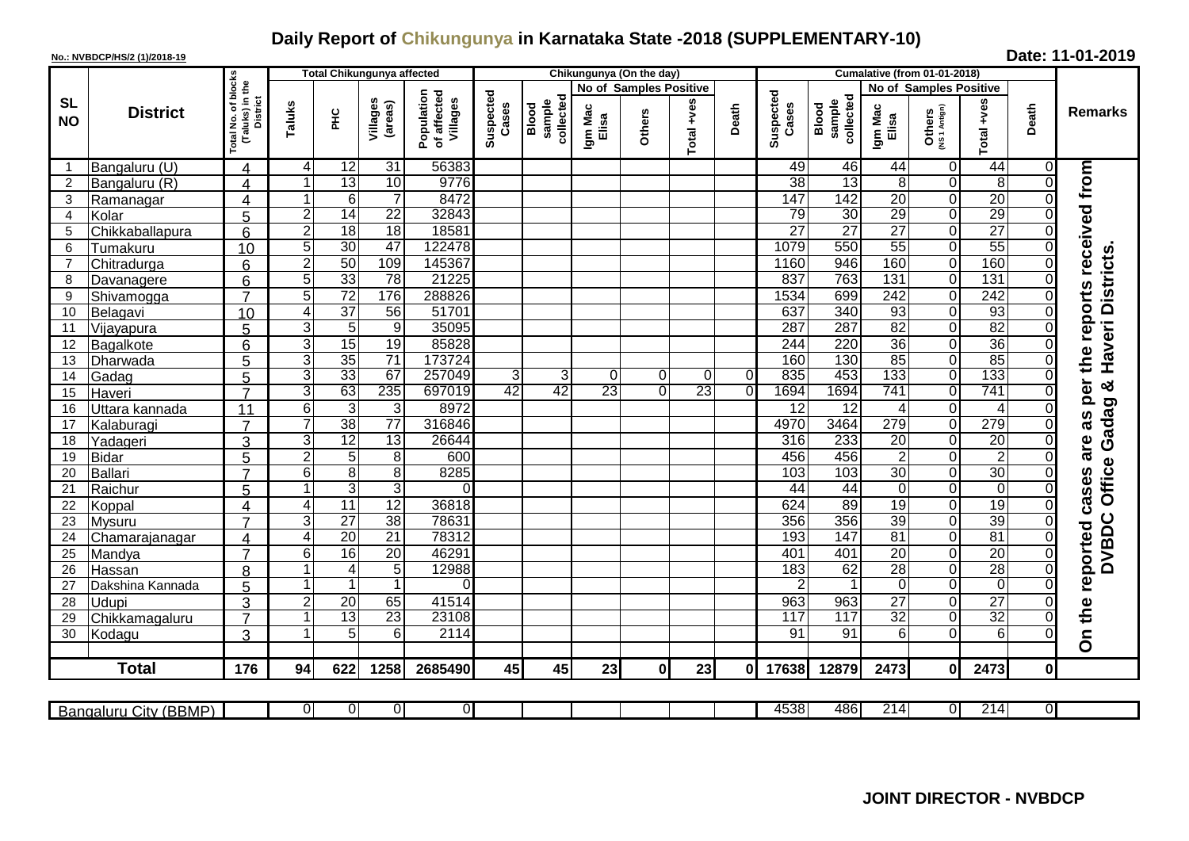# Daily Report of Chikungunya in Karnataka State -2018 (SUPPLEMENTARY-10)

**No.: NVBDCP/HS/2 (1)/2018-19**

**Date: 11-01-2019**

| SL NO | District | Total No. of blocks (Taluks) in the District | Total Chikungunya affected | | | | Chikungunya (On the day) | | | | | | | Cumalative (from 01-01-2018) | | | | | | | Remarks |
|---|---|---|---|---|---|---|---|---|---|---|---|---|---|---|---|---|---|---|---|---|---|
| | | | | | | | | | No of Samples Positive | | | | | | | No of Samples Positive | | | | | |
| | | | Taluks | PHC | Villages (areas) | Population of affected Villages | Suspected Cases | Blood sample collected | Igm Mac Elisa | Others | Total +ves | Death | Suspected Cases | Blood sample collected | Igm Mac Elisa | Others (NS1 Antign) | Total +ves | Death | |
| 1 | Bangaluru (U) | 4 | 4 | 12 | 31 | 56383 | | | | | | | 49 | 46 | 44 | 0 | 44 | 0 | On the reported cases are as per the reports received from DVBDC Office Gadag & Haveri Districts. |
| 2 | Bangaluru (R) | 4 | 1 | 13 | 10 | 9776 | | | | | | | 38 | 13 | 8 | 0 | 8 | 0 | |
| 3 | Ramanagar | 4 | 1 | 6 | 7 | 8472 | | | | | | | 147 | 142 | 20 | 0 | 20 | 0 | |
| 4 | Kolar | 5 | 2 | 14 | 22 | 32843 | | | | | | | 79 | 30 | 29 | 0 | 29 | 0 | |
| 5 | Chikkaballapura | 6 | 2 | 18 | 18 | 18581 | | | | | | | 27 | 27 | 27 | 0 | 27 | 0 | |
| 6 | Tumakuru | 10 | 5 | 30 | 47 | 122478 | | | | | | | 1079 | 550 | 55 | 0 | 55 | 0 | |
| 7 | Chitradurga | 6 | 2 | 50 | 109 | 145367 | | | | | | | 1160 | 946 | 160 | 0 | 160 | 0 | |
| 8 | Davanagere | 6 | 5 | 33 | 78 | 21225 | | | | | | | 837 | 763 | 131 | 0 | 131 | 0 | |
| 9 | Shivamogga | 7 | 5 | 72 | 176 | 288826 | | | | | | | 1534 | 699 | 242 | 0 | 242 | 0 | |
| 10 | Belagavi | 10 | 4 | 37 | 56 | 51701 | | | | | | | 637 | 340 | 93 | 0 | 93 | 0 | |
| 11 | Vijayapura | 5 | 3 | 5 | 9 | 35095 | | | | | | | 287 | 287 | 82 | 0 | 82 | 0 | |
| 12 | Bagalkote | 6 | 3 | 15 | 19 | 85828 | | | | | | | 244 | 220 | 36 | 0 | 36 | 0 | |
| 13 | Dharwada | 5 | 3 | 35 | 71 | 173724 | | | | | | | 160 | 130 | 85 | 0 | 85 | 0 | |
| 14 | Gadag | 5 | 3 | 33 | 67 | 257049 | 3 | 3 | 0 | 0 | 0 | 0 | 835 | 453 | 133 | 0 | 133 | 0 | |
| 15 | Haveri | 7 | 3 | 63 | 235 | 697019 | 42 | 42 | 23 | 0 | 23 | 0 | 1694 | 1694 | 741 | 0 | 741 | 0 | |
| 16 | Uttara kannada | 11 | 6 | 3 | 3 | 8972 | | | | | | | 12 | 12 | 4 | 0 | 4 | 0 | |
| 17 | Kalaburagi | 7 | 7 | 38 | 77 | 316846 | | | | | | | 4970 | 3464 | 279 | 0 | 279 | 0 | |
| 18 | Yadageri | 3 | 3 | 12 | 13 | 26644 | | | | | | | 316 | 233 | 20 | 0 | 20 | 0 | |
| 19 | Bidar | 5 | 2 | 5 | 8 | 600 | | | | | | | 456 | 456 | 2 | 0 | 2 | 0 | |
| 20 | Ballari | 7 | 6 | 8 | 8 | 8285 | | | | | | | 103 | 103 | 30 | 0 | 30 | 0 | |
| 21 | Raichur | 5 | 1 | 3 | 3 | 0 | | | | | | | 44 | 44 | 0 | 0 | 0 | 0 | |
| 22 | Koppal | 4 | 4 | 11 | 12 | 36818 | | | | | | | 624 | 89 | 19 | 0 | 19 | 0 | |
| 23 | Mysuru | 7 | 3 | 27 | 38 | 78631 | | | | | | | 356 | 356 | 39 | 0 | 39 | 0 | |
| 24 | Chamarajanagar | 4 | 4 | 20 | 21 | 78312 | | | | | | | 193 | 147 | 81 | 0 | 81 | 0 | |
| 25 | Mandya | 7 | 6 | 16 | 20 | 46291 | | | | | | | 401 | 401 | 20 | 0 | 20 | 0 | |
| 26 | Hassan | 8 | 1 | 4 | 5 | 12988 | | | | | | | 183 | 62 | 28 | 0 | 28 | 0 | |
| 27 | Dakshina Kannada | 5 | 1 | 1 | 1 | 0 | | | | | | | 2 | 1 | 0 | 0 | 0 | 0 | |
| 28 | Udupi | 3 | 2 | 20 | 65 | 41514 | | | | | | | 963 | 963 | 27 | 0 | 27 | 0 | |
| 29 | Chikkamagaluru | 7 | 1 | 13 | 23 | 23108 | | | | | | | 117 | 117 | 32 | 0 | 32 | 0 | |
| 30 | Kodagu | 3 | 1 | 5 | 6 | 2114 | | | | | | | 91 | 91 | 6 | 0 | 6 | 0 | |
| | **Total** | **176** | **94** | **622** | **1258** | **2685490** | **45** | **45** | **23** | **0** | **23** | **0** | **17638** | **12879** | **2473** | **0** | **2473** | **0** | |

| | | | | | | | | | | | | | | | | | |
|---|---|---|---|---|---|---|---|---|---|---|---|---|---|---|---|---|---|
| Bangaluru City (BBMP) | | 0 | 0 | 0 | 0 | | | | | | | 4538 | 486 | 214 | 0 | 214 | 0 |

**JOINT DIRECTOR - NVBDCP**